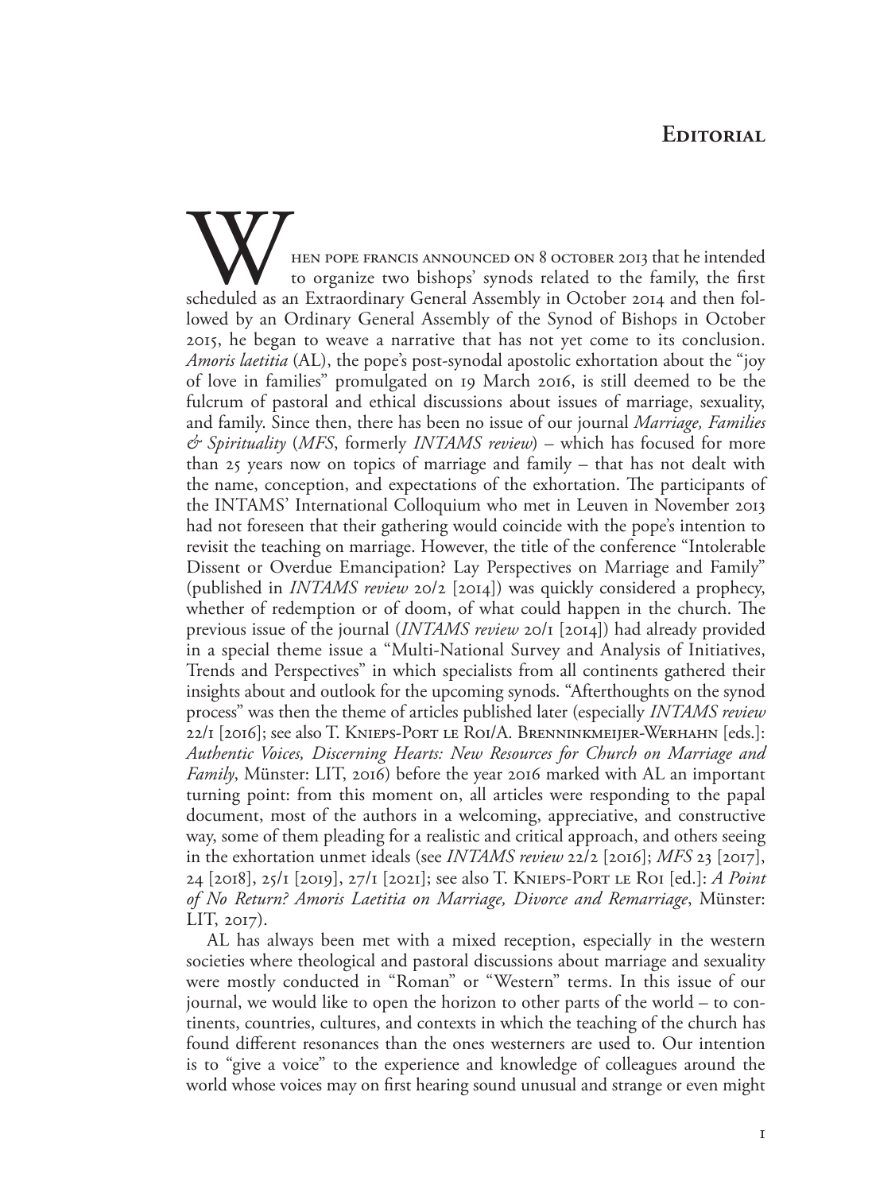# Editorial

When pope francis announced on 8 october 2013 that he intended to organize two bishops' synods related to the family, the first scheduled as an Extraordinary General Assembly in October 2014 and then followed by an Ordinary General Assembly of the Synod of Bishops in October 2015, he began to weave a narrative that has not yet come to its conclusion. *Amoris laetitia* (AL), the pope's post-synodal apostolic exhortation about the "joy of love in families" promulgated on 19 March 2016, is still deemed to be the fulcrum of pastoral and ethical discussions about issues of marriage, sexuality, and family. Since then, there has been no issue of our journal *Marriage, Families & Spirituality* (*MFS*, formerly *INTAMS review*) – which has focused for more than 25 years now on topics of marriage and family – that has not dealt with the name, conception, and expectations of the exhortation. The participants of the INTAMS' International Colloquium who met in Leuven in November 2013 had not foreseen that their gathering would coincide with the pope's intention to revisit the teaching on marriage. However, the title of the conference "Intolerable Dissent or Overdue Emancipation? Lay Perspectives on Marriage and Family" (published in *INTAMS review* 20/2 [2014]) was quickly considered a prophecy, whether of redemption or of doom, of what could happen in the church. The previous issue of the journal (*INTAMS review* 20/1 [2014]) had already provided in a special theme issue a "Multi-National Survey and Analysis of Initiatives, Trends and Perspectives" in which specialists from all continents gathered their insights about and outlook for the upcoming synods. "Afterthoughts on the synod process" was then the theme of articles published later (especially *INTAMS review* 22/1 [2016]; see also T. Knieps-Port le Roi/A. Brenninkmeijer-Werhahn [eds.]: *Authentic Voices, Discerning Hearts: New Resources for Church on Marriage and Family*, Münster: LIT, 2016) before the year 2016 marked with AL an important turning point: from this moment on, all articles were responding to the papal document, most of the authors in a welcoming, appreciative, and constructive way, some of them pleading for a realistic and critical approach, and others seeing in the exhortation unmet ideals (see *INTAMS review* 22/2 [2016]; *MFS* 23 [2017], 24 [2018], 25/1 [2019], 27/1 [2021]; see also T. Knieps-Port le Roi [ed.]: *A Point of No Return? Amoris Laetitia on Marriage, Divorce and Remarriage*, Münster: LIT, 2017).

AL has always been met with a mixed reception, especially in the western societies where theological and pastoral discussions about marriage and sexuality were mostly conducted in "Roman" or "Western" terms. In this issue of our journal, we would like to open the horizon to other parts of the world – to continents, countries, cultures, and contexts in which the teaching of the church has found different resonances than the ones westerners are used to. Our intention is to "give a voice" to the experience and knowledge of colleagues around the world whose voices may on first hearing sound unusual and strange or even might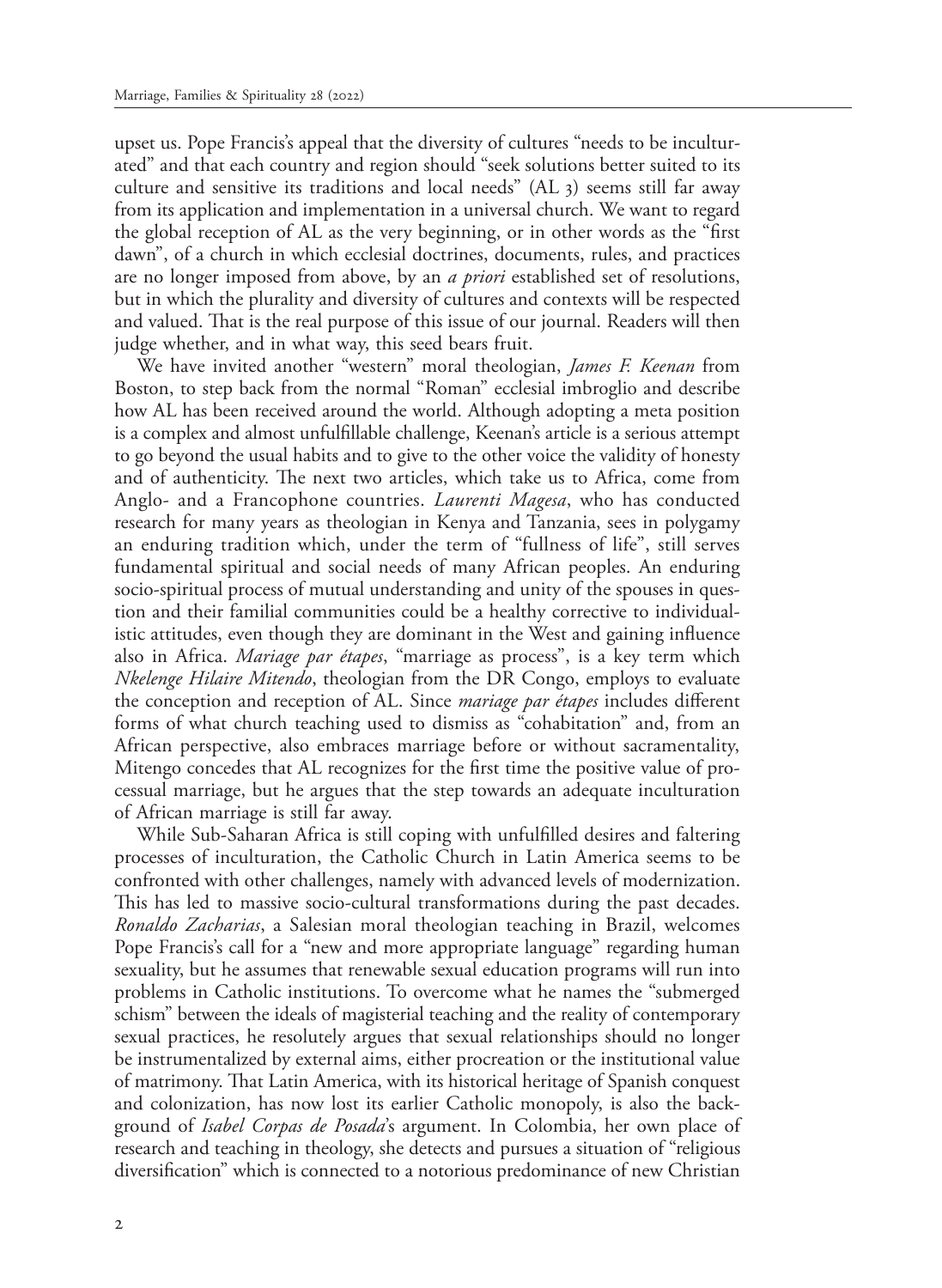upset us. Pope Francis's appeal that the diversity of cultures "needs to be inculturated" and that each country and region should "seek solutions better suited to its culture and sensitive its traditions and local needs" (AL 3) seems still far away from its application and implementation in a universal church. We want to regard the global reception of AL as the very beginning, or in other words as the "first dawn", of a church in which ecclesial doctrines, documents, rules, and practices are no longer imposed from above, by an *a priori* established set of resolutions, but in which the plurality and diversity of cultures and contexts will be respected and valued. That is the real purpose of this issue of our journal. Readers will then judge whether, and in what way, this seed bears fruit.

We have invited another "western" moral theologian, *James F. Keenan* from Boston, to step back from the normal "Roman" ecclesial imbroglio and describe how AL has been received around the world. Although adopting a meta position is a complex and almost unfulfillable challenge, Keenan's article is a serious attempt to go beyond the usual habits and to give to the other voice the validity of honesty and of authenticity. The next two articles, which take us to Africa, come from Anglo- and a Francophone countries. *Laurenti Magesa*, who has conducted research for many years as theologian in Kenya and Tanzania, sees in polygamy an enduring tradition which, under the term of "fullness of life", still serves fundamental spiritual and social needs of many African peoples. An enduring socio-spiritual process of mutual understanding and unity of the spouses in question and their familial communities could be a healthy corrective to individualistic attitudes, even though they are dominant in the West and gaining influence also in Africa. *Mariage par étapes*, "marriage as process", is a key term which *Nkelenge Hilaire Mitendo*, theologian from the DR Congo, employs to evaluate the conception and reception of AL. Since *mariage par étapes* includes different forms of what church teaching used to dismiss as "cohabitation" and, from an African perspective, also embraces marriage before or without sacramentality, Mitengo concedes that AL recognizes for the first time the positive value of processual marriage, but he argues that the step towards an adequate inculturation of African marriage is still far away.

While Sub-Saharan Africa is still coping with unfulfilled desires and faltering processes of inculturation, the Catholic Church in Latin America seems to be confronted with other challenges, namely with advanced levels of modernization. This has led to massive socio-cultural transformations during the past decades. *Ronaldo Zacharias*, a Salesian moral theologian teaching in Brazil, welcomes Pope Francis's call for a "new and more appropriate language" regarding human sexuality, but he assumes that renewable sexual education programs will run into problems in Catholic institutions. To overcome what he names the "submerged schism" between the ideals of magisterial teaching and the reality of contemporary sexual practices, he resolutely argues that sexual relationships should no longer be instrumentalized by external aims, either procreation or the institutional value of matrimony. That Latin America, with its historical heritage of Spanish conquest and colonization, has now lost its earlier Catholic monopoly, is also the background of *Isabel Corpas de Posada*'s argument. In Colombia, her own place of research and teaching in theology, she detects and pursues a situation of "religious diversification" which is connected to a notorious predominance of new Christian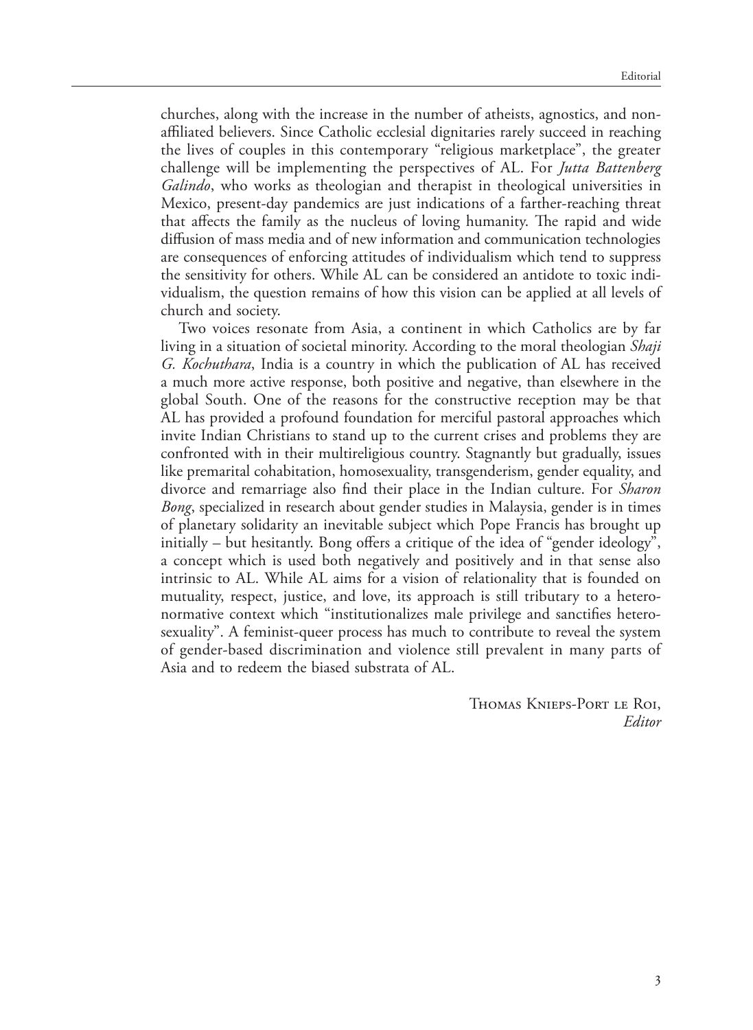churches, along with the increase in the number of atheists, agnostics, and non-affiliated believers. Since Catholic ecclesial dignitaries rarely succeed in reaching the lives of couples in this contemporary "religious marketplace", the greater challenge will be implementing the perspectives of AL. For *Jutta Battenberg Galindo*, who works as theologian and therapist in theological universities in Mexico, present-day pandemics are just indications of a farther-reaching threat that affects the family as the nucleus of loving humanity. The rapid and wide diffusion of mass media and of new information and communication technologies are consequences of enforcing attitudes of individualism which tend to suppress the sensitivity for others. While AL can be considered an antidote to toxic individualism, the question remains of how this vision can be applied at all levels of church and society.

Two voices resonate from Asia, a continent in which Catholics are by far living in a situation of societal minority. According to the moral theologian *Shaji G. Kochuthara*, India is a country in which the publication of AL has received a much more active response, both positive and negative, than elsewhere in the global South. One of the reasons for the constructive reception may be that AL has provided a profound foundation for merciful pastoral approaches which invite Indian Christians to stand up to the current crises and problems they are confronted with in their multireligious country. Stagnantly but gradually, issues like premarital cohabitation, homosexuality, transgenderism, gender equality, and divorce and remarriage also find their place in the Indian culture. For *Sharon Bong*, specialized in research about gender studies in Malaysia, gender is in times of planetary solidarity an inevitable subject which Pope Francis has brought up initially – but hesitantly. Bong offers a critique of the idea of "gender ideology", a concept which is used both negatively and positively and in that sense also intrinsic to AL. While AL aims for a vision of relationality that is founded on mutuality, respect, justice, and love, its approach is still tributary to a heteronormative context which "institutionalizes male privilege and sanctifies heterosexuality". A feminist-queer process has much to contribute to reveal the system of gender-based discrimination and violence still prevalent in many parts of Asia and to redeem the biased substrata of AL.

Thomas Knieps-Port le Roi,
*Editor*